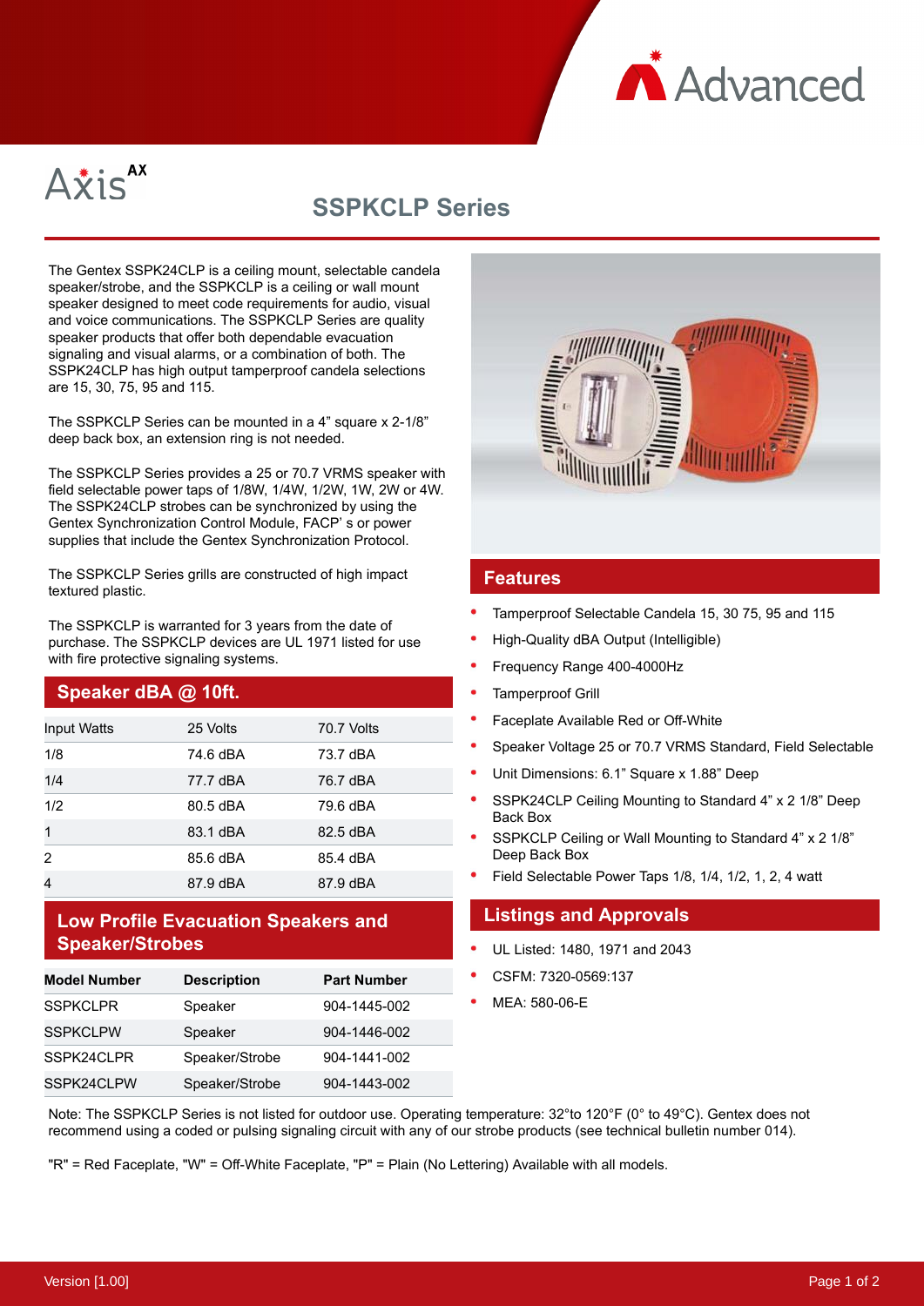Advanced

Axis AX

# SSPKCLP Series

The Gentex SSPK24CLP is a ceiling mount, selectable candela speaker/strobe, and the SSPKCLP is a ceiling or wall mount speaker designed to meet code requirements for audio, visual and voice communications. The SSPKCLP Series are quality speaker products that offer both dependable evacuation signaling and visual alarms, or a combination of both. The SSPK24CLP has high output tamperproof candela selections are 15, 30, 75, 95 and 115.

The SSPKCLP Series can be mounted in a 4" square x 2-1/8" deep back box, an extension ring is not needed.

The SSPKCLP Series provides a 25 or 70.7 VRMS speaker with field selectable power taps of 1/8W, 1/4W, 1/2W, 1W, 2W or 4W. The SSPK24CLP strobes can be synchronized by using the Gentex Synchronization Control Module, FACP' s or power supplies that include the Gentex Synchronization Protocol.

The SSPKCLP Series grills are constructed of high impact textured plastic.

The SSPKCLP is warranted for 3 years from the date of purchase. The SSPKCLP devices are UL 1971 listed for use with fire protective signaling systems.

## Speaker dBA @ 10ft.

| Input Watts | 25 Volts | 70.7 Volts |
|---|---|---|
| 1/8 | 74.6 dBA | 73.7 dBA |
| 1/4 | 77.7 dBA | 76.7 dBA |
| 1/2 | 80.5 dBA | 79.6 dBA |
| 1 | 83.1 dBA | 82.5 dBA |
| 2 | 85.6 dBA | 85.4 dBA |
| 4 | 87.9 dBA | 87.9 dBA |

## Low Profile Evacuation Speakers and Speaker/Strobes

| Model Number | Description | Part Number |
|---|---|---|
| SSPKCLPR | Speaker | 904-1445-002 |
| SSPKCLPW | Speaker | 904-1446-002 |
| SSPK24CLPR | Speaker/Strobe | 904-1441-002 |
| SSPK24CLPW | Speaker/Strobe | 904-1443-002 |

## Features

- Tamperproof Selectable Candela 15, 30 75, 95 and 115
- High-Quality dBA Output (Intelligible)
- Frequency Range 400-4000Hz
- Tamperproof Grill
- Faceplate Available Red or Off-White
- Speaker Voltage 25 or 70.7 VRMS Standard, Field Selectable
- Unit Dimensions: 6.1" Square x 1.88" Deep
- SSPK24CLP Ceiling Mounting to Standard 4" x 2 1/8" Deep Back Box
- SSPKCLP Ceiling or Wall Mounting to Standard 4" x 2 1/8" Deep Back Box
- Field Selectable Power Taps 1/8, 1/4, 1/2, 1, 2, 4 watt

## Listings and Approvals

- UL Listed: 1480, 1971 and 2043
- CSFM: 7320-0569:137
- MEA: 580-06-E

Note: The SSPKCLP Series is not listed for outdoor use. Operating temperature: 32°to 120°F (0° to 49°C). Gentex does not recommend using a coded or pulsing signaling circuit with any of our strobe products (see technical bulletin number 014).

"R" = Red Faceplate, "W" = Off-White Faceplate, "P" = Plain (No Lettering) Available with all models.

Version [1.00]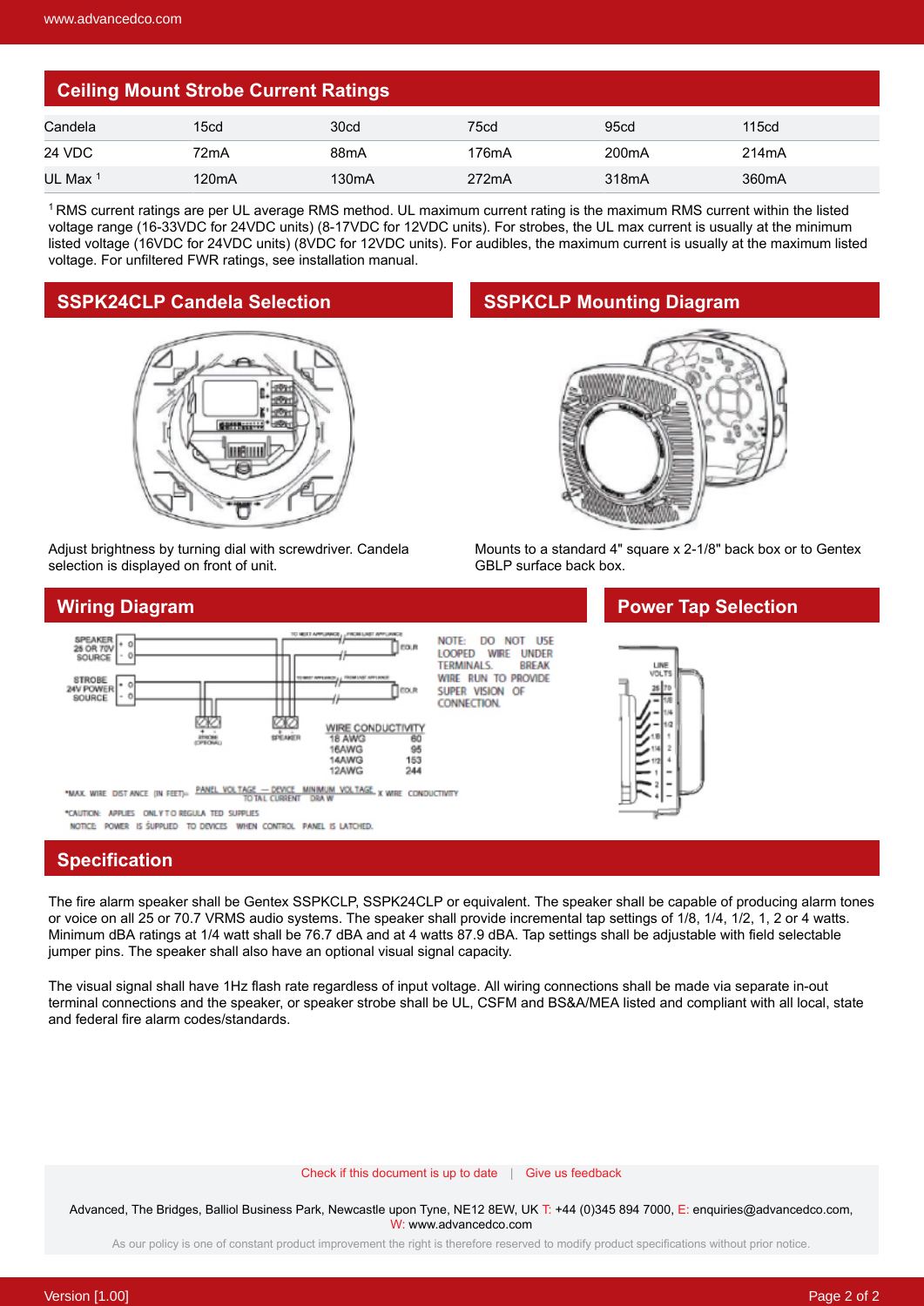## Ceiling Mount Strobe Current Ratings

| Candela | 15cd | 30cd | 75cd | 95cd | 115cd |
|---|---|---|---|---|---|
| 24 VDC | 72mA | 88mA | 176mA | 200mA | 214mA |
| UL Max [1] | 120mA | 130mA | 272mA | 318mA | 360mA |

[1] RMS current ratings are per UL average RMS method. UL maximum current rating is the maximum RMS current within the listed voltage range (16-33VDC for 24VDC units) (8-17VDC for 12VDC units). For strobes, the UL max current is usually at the minimum listed voltage (16VDC for 24VDC units) (8VDC for 12VDC units). For audibles, the maximum current is usually at the maximum listed voltage. For unfiltered FWR ratings, see installation manual.

## SSPK24CLP Candela Selection

Adjust brightness by turning dial with screwdriver. Candela selection is displayed on front of unit.

## SSPKCLP Mounting Diagram

Mounts to a standard 4" square x 2-1/8" back box or to Gentex GBLP surface back box.

## Wiring Diagram

SPEAKER 25 OR 70V SOURCE

STROBE 24V POWER SOURCE

TO NEXT APPLIANCE | FROM LAST APPLIANCE

EOLR

STROBE (OPTIONAL)

SPEAKER

NOTE: DO NOT USE LOOPED WIRE UNDER TERMINALS. BREAK WIRE RUN TO PROVIDE SUPER VISION OF CONNECTION.

| WIRE CONDUCTIVITY | |
|---|---|
| 18 AWG | 60 |
| 16AWG | 95 |
| 14AWG | 153 |
| 12AWG | 244 |

*MAX. WIRE DISTANCE (IN FEET)= (PANEL VOLTAGE — DEVICE MINIMUM VOLTAGE) / (TOTAL CURRENT DRAW) X WIRE CONDUCTIVITY

*CAUTION: APPLIES ONLY TO REGULATED SUPPLIES

NOTICE: POWER IS SUPPLIED TO DEVICES WHEN CONTROL PANEL IS LATCHED.

## Power Tap Selection

LINE VOLTS

25 | 70

1/8

1/4

1/2

1/8 | 1

1/4 | 2

1/2 | 4

1

2

4

## Specification

The fire alarm speaker shall be Gentex SSPKCLP, SSPK24CLP or equivalent. The speaker shall be capable of producing alarm tones or voice on all 25 or 70.7 VRMS audio systems. The speaker shall provide incremental tap settings of 1/8, 1/4, 1/2, 1, 2 or 4 watts. Minimum dBA ratings at 1/4 watt shall be 76.7 dBA and at 4 watts 87.9 dBA. Tap settings shall be adjustable with field selectable jumper pins. The speaker shall also have an optional visual signal capacity.

The visual signal shall have 1Hz flash rate regardless of input voltage. All wiring connections shall be made via separate in-out terminal connections and the speaker, or speaker strobe shall be UL, CSFM and BS&A/MEA listed and compliant with all local, state and federal fire alarm codes/standards.

Check if this document is up to date | Give us feedback

Advanced, The Bridges, Balliol Business Park, Newcastle upon Tyne, NE12 8EW, UK T: +44 (0)345 894 7000, E: enquiries@advancedco.com, W: www.advancedco.com

As our policy is one of constant product improvement the right is therefore reserved to modify product specifications without prior notice.

Version [1.00]